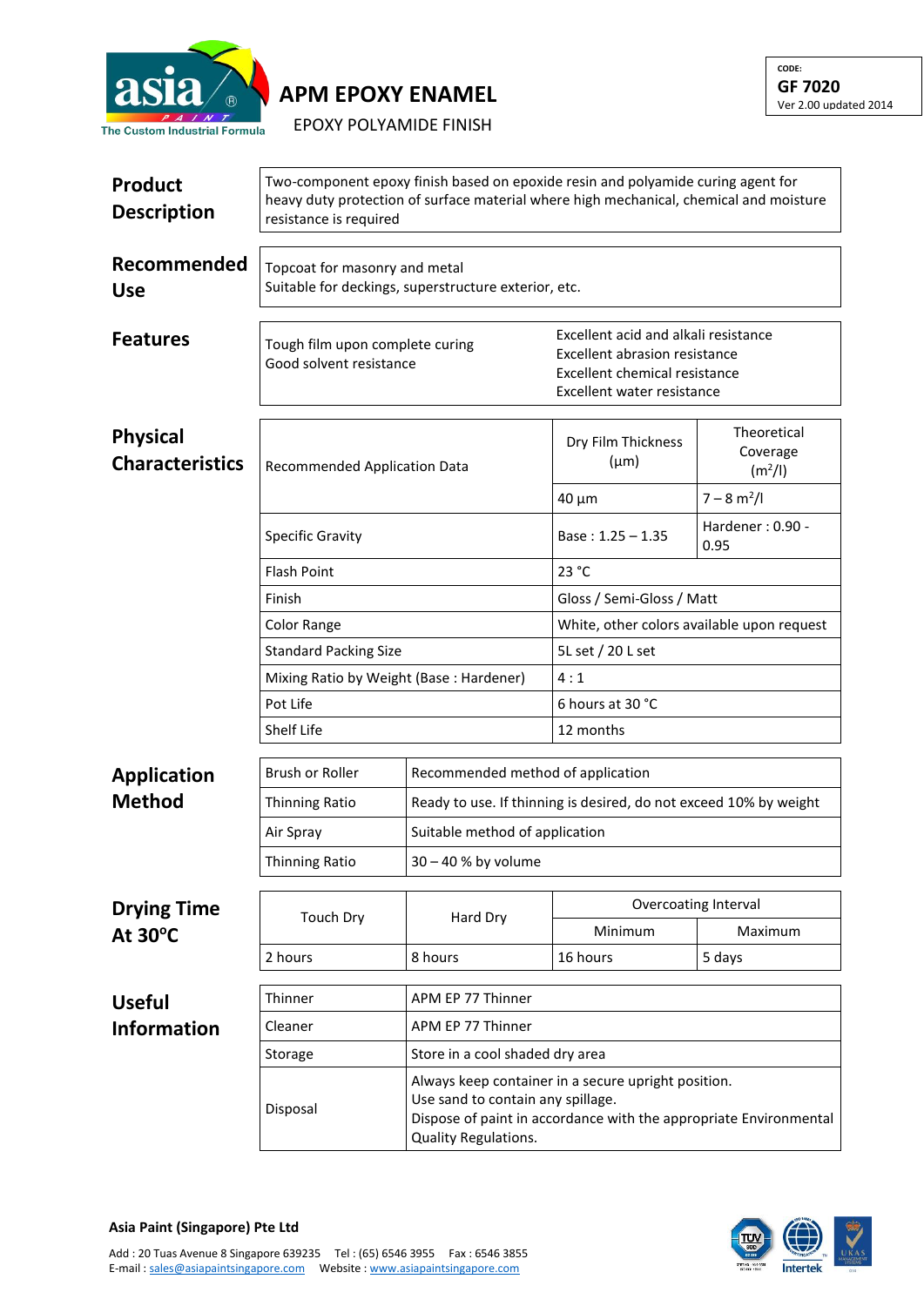**asia** PAINT
The Custom Industrial Formula

# APM EPOXY ENAMEL

EPOXY POLYAMIDE FINISH

CODE:
**GF 7020**
Ver 2.00 updated 2014

## Product Description

Two-component epoxy finish based on epoxide resin and polyamide curing agent for heavy duty protection of surface material where high mechanical, chemical and moisture resistance is required

## Recommended Use

Topcoat for masonry and metal
Suitable for deckings, superstructure exterior, etc.

## Features

Tough film upon complete curing
Good solvent resistance

Excellent acid and alkali resistance
Excellent abrasion resistance
Excellent chemical resistance
Excellent water resistance

## Physical Characteristics

| Recommended Application Data | Dry Film Thickness (μm) | Theoretical Coverage ($m^2/l$) |
|---|---|---|
| | 40 μm | 7 – 8 $m^2/l$ |
| Specific Gravity | Base : 1.25 – 1.35 | Hardener : 0.90 - 0.95 |
| Flash Point | 23 °C | |
| Finish | Gloss / Semi-Gloss / Matt | |
| Color Range | White, other colors available upon request | |
| Standard Packing Size | 5L set / 20 L set | |
| Mixing Ratio by Weight (Base : Hardener) | 4 : 1 | |
| Pot Life | 6 hours at 30 °C | |
| Shelf Life | 12 months | |

## Application Method

| Brush or Roller | Recommended method of application |
|---|---|
| Thinning Ratio | Ready to use. If thinning is desired, do not exceed 10% by weight |
| Air Spray | Suitable method of application |
| Thinning Ratio | 30 – 40 % by volume |

## Drying Time At 30°C

| Touch Dry | Hard Dry | Overcoating Interval | |
|---|---|---|---|
| | | Minimum | Maximum |
| 2 hours | 8 hours | 16 hours | 5 days |

## Useful Information

| Thinner | APM EP 77 Thinner |
|---|---|
| Cleaner | APM EP 77 Thinner |
| Storage | Store in a cool shaded dry area |
| Disposal | Always keep container in a secure upright position.<br>Use sand to contain any spillage.<br>Dispose of paint in accordance with the appropriate Environmental Quality Regulations. |

**Asia Paint (Singapore) Pte Ltd**

Add : 20 Tuas Avenue 8 Singapore 639235 Tel : (65) 6546 3955 Fax : 6546 3855
E-mail : sales@asiapaintsingapore.com Website : www.asiapaintsingapore.com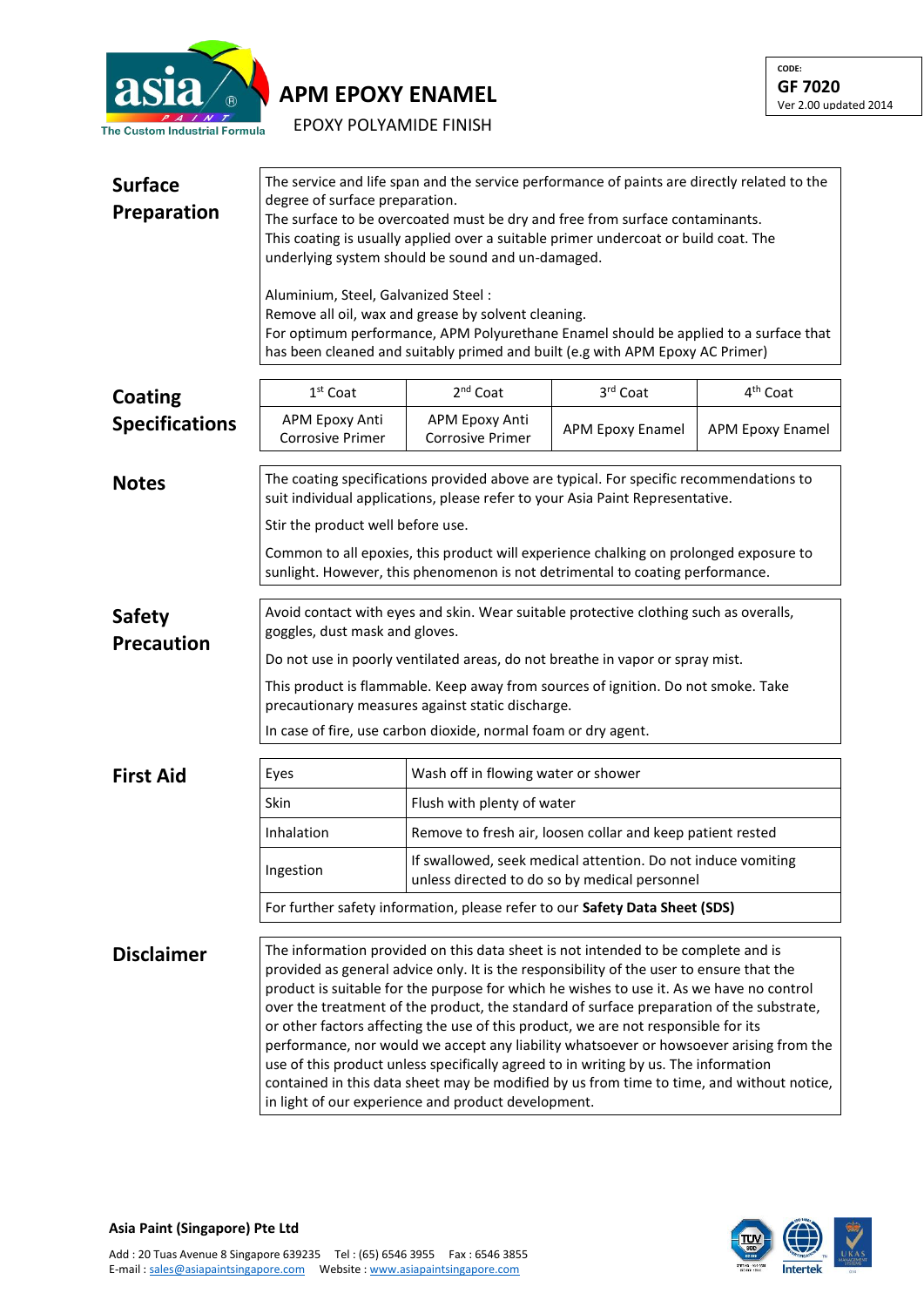# APM EPOXY ENAMEL

EPOXY POLYAMIDE FINISH

CODE:
**GF 7020**
Ver 2.00 updated 2014

## Surface Preparation

The service and life span and the service performance of paints are directly related to the degree of surface preparation.
The surface to be overcoated must be dry and free from surface contaminants.
This coating is usually applied over a suitable primer undercoat or build coat. The underlying system should be sound and un-damaged.

Aluminium, Steel, Galvanized Steel :
Remove all oil, wax and grease by solvent cleaning.
For optimum performance, APM Polyurethane Enamel should be applied to a surface that has been cleaned and suitably primed and built (e.g with APM Epoxy AC Primer)

## Coating Specifications

| 1st Coat | 2nd Coat | 3rd Coat | 4th Coat |
|---|---|---|---|
| APM Epoxy Anti Corrosive Primer | APM Epoxy Anti Corrosive Primer | APM Epoxy Enamel | APM Epoxy Enamel |

## Notes

The coating specifications provided above are typical. For specific recommendations to suit individual applications, please refer to your Asia Paint Representative.

Stir the product well before use.

Common to all epoxies, this product will experience chalking on prolonged exposure to sunlight. However, this phenomenon is not detrimental to coating performance.

## Safety Precaution

Avoid contact with eyes and skin. Wear suitable protective clothing such as overalls, goggles, dust mask and gloves.

Do not use in poorly ventilated areas, do not breathe in vapor or spray mist.

This product is flammable. Keep away from sources of ignition. Do not smoke. Take precautionary measures against static discharge.

In case of fire, use carbon dioxide, normal foam or dry agent.

## First Aid

| | |
|---|---|
| Eyes | Wash off in flowing water or shower |
| Skin | Flush with plenty of water |
| Inhalation | Remove to fresh air, loosen collar and keep patient rested |
| Ingestion | If swallowed, seek medical attention. Do not induce vomiting unless directed to do so by medical personnel |

For further safety information, please refer to our **Safety Data Sheet (SDS)**

## Disclaimer

The information provided on this data sheet is not intended to be complete and is provided as general advice only. It is the responsibility of the user to ensure that the product is suitable for the purpose for which he wishes to use it. As we have no control over the treatment of the product, the standard of surface preparation of the substrate, or other factors affecting the use of this product, we are not responsible for its performance, nor would we accept any liability whatsoever or howsoever arising from the use of this product unless specifically agreed to in writing by us. The information contained in this data sheet may be modified by us from time to time, and without notice, in light of our experience and product development.

**Asia Paint (Singapore) Pte Ltd**

Add : 20 Tuas Avenue 8 Singapore 639235 Tel : (65) 6546 3955 Fax : 6546 3855
E-mail : sales@asiapaintsingapore.com Website : www.asiapaintsingapore.com